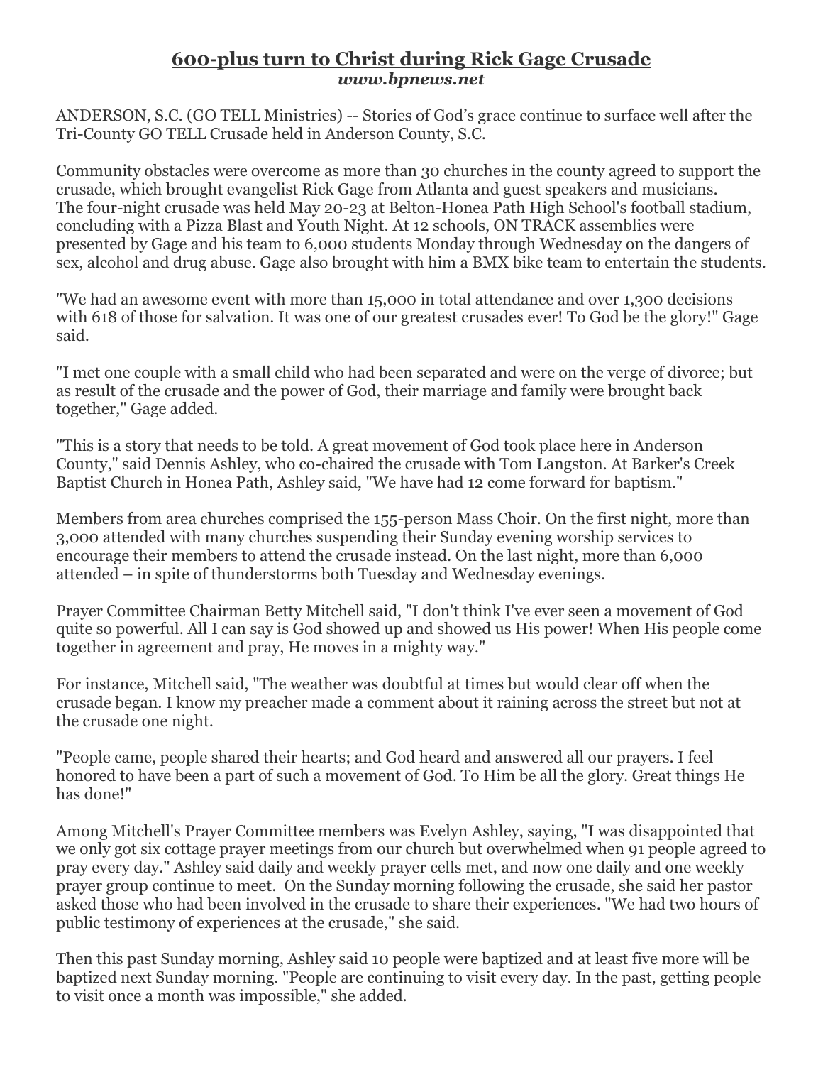# 600-plus turn to Christ during Rick Gage Crusade

***www.bpnews.net***

ANDERSON, S.C. (GO TELL Ministries) -- Stories of God's grace continue to surface well after the Tri-County GO TELL Crusade held in Anderson County, S.C.

Community obstacles were overcome as more than 30 churches in the county agreed to support the crusade, which brought evangelist Rick Gage from Atlanta and guest speakers and musicians. The four-night crusade was held May 20-23 at Belton-Honea Path High School's football stadium, concluding with a Pizza Blast and Youth Night. At 12 schools, ON TRACK assemblies were presented by Gage and his team to 6,000 students Monday through Wednesday on the dangers of sex, alcohol and drug abuse. Gage also brought with him a BMX bike team to entertain the students.

"We had an awesome event with more than 15,000 in total attendance and over 1,300 decisions with 618 of those for salvation. It was one of our greatest crusades ever! To God be the glory!" Gage said.

"I met one couple with a small child who had been separated and were on the verge of divorce; but as result of the crusade and the power of God, their marriage and family were brought back together," Gage added.

"This is a story that needs to be told. A great movement of God took place here in Anderson County," said Dennis Ashley, who co-chaired the crusade with Tom Langston. At Barker's Creek Baptist Church in Honea Path, Ashley said, "We have had 12 come forward for baptism."

Members from area churches comprised the 155-person Mass Choir. On the first night, more than 3,000 attended with many churches suspending their Sunday evening worship services to encourage their members to attend the crusade instead. On the last night, more than 6,000 attended – in spite of thunderstorms both Tuesday and Wednesday evenings.

Prayer Committee Chairman Betty Mitchell said, "I don't think I've ever seen a movement of God quite so powerful. All I can say is God showed up and showed us His power! When His people come together in agreement and pray, He moves in a mighty way."

For instance, Mitchell said, "The weather was doubtful at times but would clear off when the crusade began. I know my preacher made a comment about it raining across the street but not at the crusade one night.

"People came, people shared their hearts; and God heard and answered all our prayers. I feel honored to have been a part of such a movement of God. To Him be all the glory. Great things He has done!"

Among Mitchell's Prayer Committee members was Evelyn Ashley, saying, "I was disappointed that we only got six cottage prayer meetings from our church but overwhelmed when 91 people agreed to pray every day." Ashley said daily and weekly prayer cells met, and now one daily and one weekly prayer group continue to meet. On the Sunday morning following the crusade, she said her pastor asked those who had been involved in the crusade to share their experiences. "We had two hours of public testimony of experiences at the crusade," she said.

Then this past Sunday morning, Ashley said 10 people were baptized and at least five more will be baptized next Sunday morning. "People are continuing to visit every day. In the past, getting people to visit once a month was impossible," she added.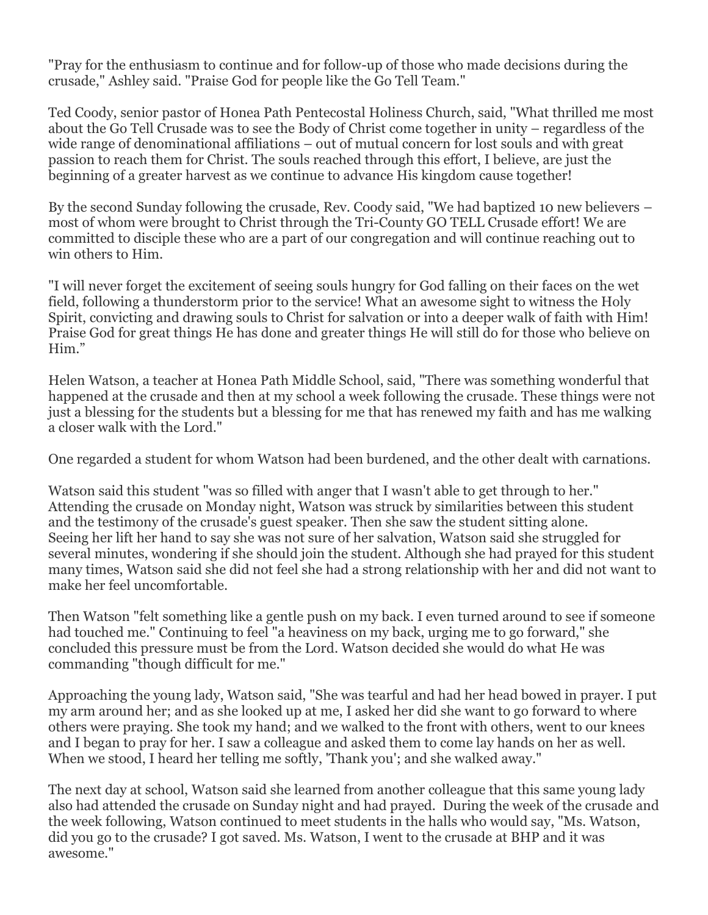"Pray for the enthusiasm to continue and for follow-up of those who made decisions during the crusade," Ashley said. "Praise God for people like the Go Tell Team."

Ted Coody, senior pastor of Honea Path Pentecostal Holiness Church, said, "What thrilled me most about the Go Tell Crusade was to see the Body of Christ come together in unity – regardless of the wide range of denominational affiliations – out of mutual concern for lost souls and with great passion to reach them for Christ. The souls reached through this effort, I believe, are just the beginning of a greater harvest as we continue to advance His kingdom cause together!

By the second Sunday following the crusade, Rev. Coody said, "We had baptized 10 new believers – most of whom were brought to Christ through the Tri-County GO TELL Crusade effort! We are committed to disciple these who are a part of our congregation and will continue reaching out to win others to Him.

"I will never forget the excitement of seeing souls hungry for God falling on their faces on the wet field, following a thunderstorm prior to the service! What an awesome sight to witness the Holy Spirit, convicting and drawing souls to Christ for salvation or into a deeper walk of faith with Him! Praise God for great things He has done and greater things He will still do for those who believe on Him."

Helen Watson, a teacher at Honea Path Middle School, said, "There was something wonderful that happened at the crusade and then at my school a week following the crusade. These things were not just a blessing for the students but a blessing for me that has renewed my faith and has me walking a closer walk with the Lord."

One regarded a student for whom Watson had been burdened, and the other dealt with carnations.

Watson said this student "was so filled with anger that I wasn't able to get through to her." Attending the crusade on Monday night, Watson was struck by similarities between this student and the testimony of the crusade's guest speaker. Then she saw the student sitting alone. Seeing her lift her hand to say she was not sure of her salvation, Watson said she struggled for several minutes, wondering if she should join the student. Although she had prayed for this student many times, Watson said she did not feel she had a strong relationship with her and did not want to make her feel uncomfortable.

Then Watson "felt something like a gentle push on my back. I even turned around to see if someone had touched me." Continuing to feel "a heaviness on my back, urging me to go forward," she concluded this pressure must be from the Lord. Watson decided she would do what He was commanding "though difficult for me."

Approaching the young lady, Watson said, "She was tearful and had her head bowed in prayer. I put my arm around her; and as she looked up at me, I asked her did she want to go forward to where others were praying. She took my hand; and we walked to the front with others, went to our knees and I began to pray for her. I saw a colleague and asked them to come lay hands on her as well. When we stood, I heard her telling me softly, 'Thank you'; and she walked away."

The next day at school, Watson said she learned from another colleague that this same young lady also had attended the crusade on Sunday night and had prayed. During the week of the crusade and the week following, Watson continued to meet students in the halls who would say, "Ms. Watson, did you go to the crusade? I got saved. Ms. Watson, I went to the crusade at BHP and it was awesome."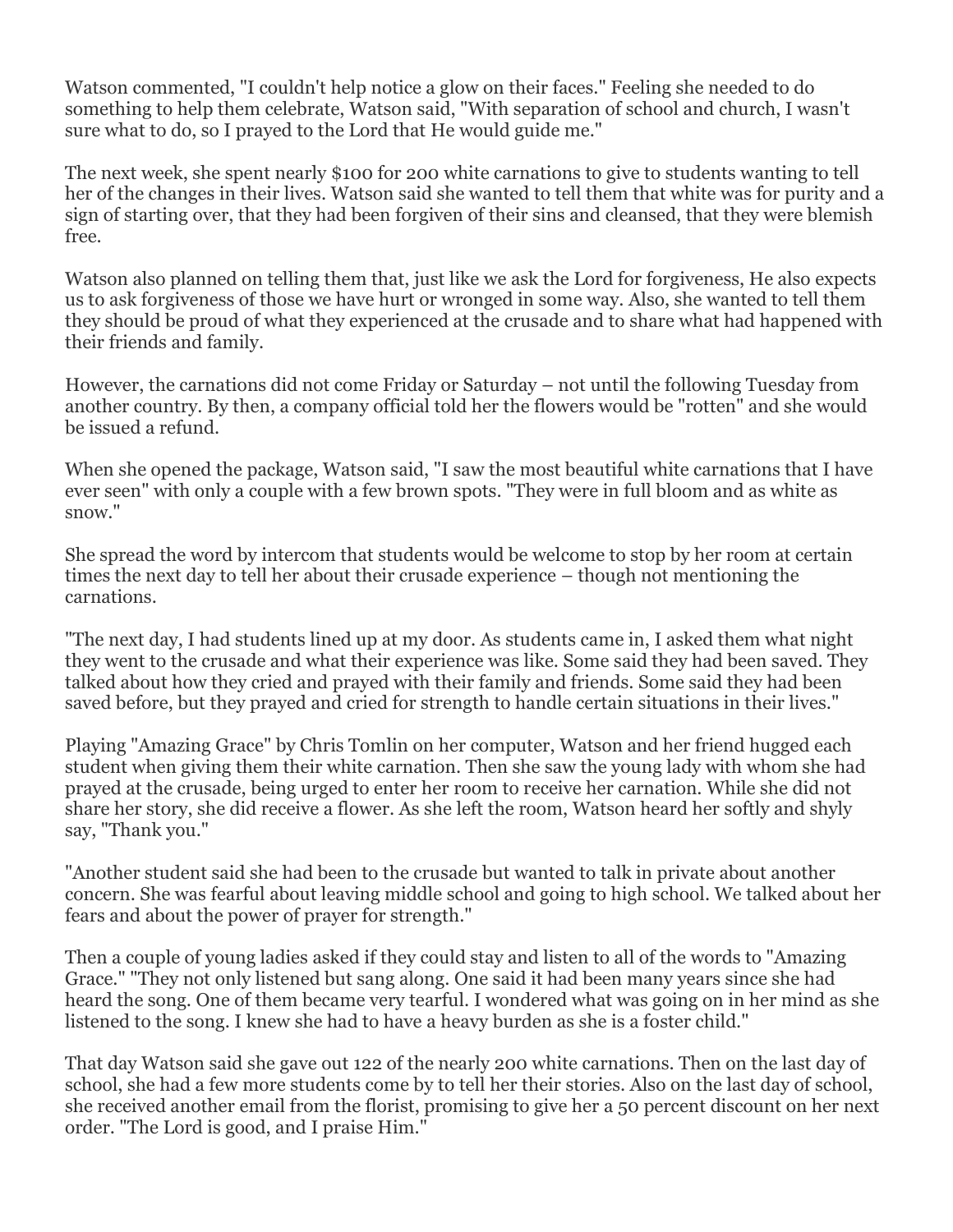Watson commented, "I couldn't help notice a glow on their faces." Feeling she needed to do something to help them celebrate, Watson said, "With separation of school and church, I wasn't sure what to do, so I prayed to the Lord that He would guide me."

The next week, she spent nearly $100 for 200 white carnations to give to students wanting to tell her of the changes in their lives. Watson said she wanted to tell them that white was for purity and a sign of starting over, that they had been forgiven of their sins and cleansed, that they were blemish free.

Watson also planned on telling them that, just like we ask the Lord for forgiveness, He also expects us to ask forgiveness of those we have hurt or wronged in some way. Also, she wanted to tell them they should be proud of what they experienced at the crusade and to share what had happened with their friends and family.

However, the carnations did not come Friday or Saturday – not until the following Tuesday from another country. By then, a company official told her the flowers would be "rotten" and she would be issued a refund.

When she opened the package, Watson said, "I saw the most beautiful white carnations that I have ever seen" with only a couple with a few brown spots. "They were in full bloom and as white as snow."

She spread the word by intercom that students would be welcome to stop by her room at certain times the next day to tell her about their crusade experience – though not mentioning the carnations.

"The next day, I had students lined up at my door. As students came in, I asked them what night they went to the crusade and what their experience was like. Some said they had been saved. They talked about how they cried and prayed with their family and friends. Some said they had been saved before, but they prayed and cried for strength to handle certain situations in their lives."

Playing "Amazing Grace" by Chris Tomlin on her computer, Watson and her friend hugged each student when giving them their white carnation. Then she saw the young lady with whom she had prayed at the crusade, being urged to enter her room to receive her carnation. While she did not share her story, she did receive a flower. As she left the room, Watson heard her softly and shyly say, "Thank you."

"Another student said she had been to the crusade but wanted to talk in private about another concern. She was fearful about leaving middle school and going to high school. We talked about her fears and about the power of prayer for strength."

Then a couple of young ladies asked if they could stay and listen to all of the words to "Amazing Grace." "They not only listened but sang along. One said it had been many years since she had heard the song. One of them became very tearful. I wondered what was going on in her mind as she listened to the song. I knew she had to have a heavy burden as she is a foster child."

That day Watson said she gave out 122 of the nearly 200 white carnations. Then on the last day of school, she had a few more students come by to tell her their stories. Also on the last day of school, she received another email from the florist, promising to give her a 50 percent discount on her next order. "The Lord is good, and I praise Him."